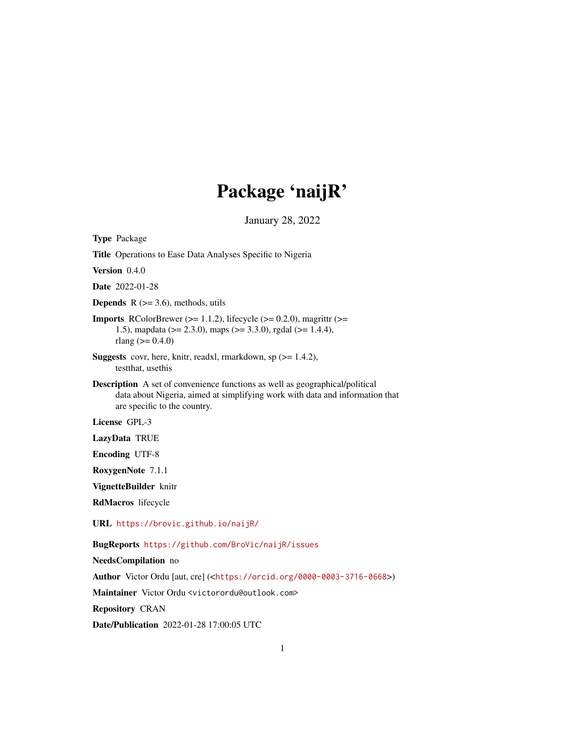# Package 'naijR'

January 28, 2022

**Type** Package

**Title** Operations to Ease Data Analyses Specific to Nigeria

**Version** 0.4.0

**Date** 2022-01-28

**Depends** R (>= 3.6), methods, utils

**Imports** RColorBrewer (>= 1.1.2), lifecycle (>= 0.2.0), magrittr (>= 1.5), mapdata (>= 2.3.0), maps (>= 3.3.0), rgdal (>= 1.4.4), rlang (>= 0.4.0)

**Suggests** covr, here, knitr, readxl, rmarkdown, sp (>= 1.4.2), testthat, usethis

**Description** A set of convenience functions as well as geographical/political data about Nigeria, aimed at simplifying work with data and information that are specific to the country.

**License** GPL-3

**LazyData** TRUE

**Encoding** UTF-8

**RoxygenNote** 7.1.1

**VignetteBuilder** knitr

**RdMacros** lifecycle

**URL** https://brovic.github.io/naijR/

**BugReports** https://github.com/BroVic/naijR/issues

**NeedsCompilation** no

**Author** Victor Ordu [aut, cre] (<https://orcid.org/0000-0003-3716-0668>)

**Maintainer** Victor Ordu <victorordu@outlook.com>

**Repository** CRAN

**Date/Publication** 2022-01-28 17:00:05 UTC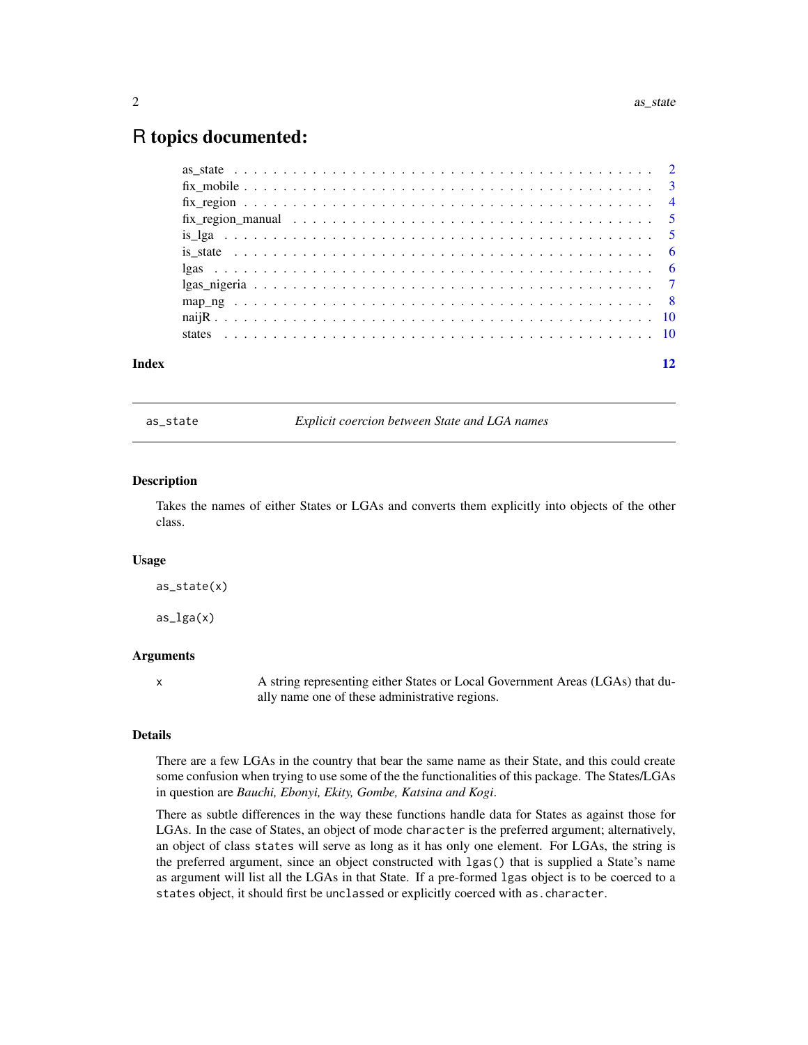# R topics documented:

| | |
|---|---|
| as_state | 2 |
| fix_mobile | 3 |
| fix_region | 4 |
| fix_region_manual | 5 |
| is_lga | 5 |
| is_state | 6 |
| lgas | 6 |
| lgas_nigeria | 7 |
| map_ng | 8 |
| naijR | 10 |
| states | 10 |
| **Index** | **12** |

---

`as_state` *Explicit coercion between State and LGA names*

---

### Description

Takes the names of either States or LGAs and converts them explicitly into objects of the other class.

### Usage

```
as_state(x)

as_lga(x)
```

### Arguments

| | |
|---|---|
| `x` | A string representing either States or Local Government Areas (LGAs) that dually name one of these administrative regions. |

### Details

There are a few LGAs in the country that bear the same name as their State, and this could create some confusion when trying to use some of the the functionalities of this package. The States/LGAs in question are *Bauchi, Ebonyi, Ekity, Gombe, Katsina and Kogi*.

There as subtle differences in the way these functions handle data for States as against those for LGAs. In the case of States, an object of mode `character` is the preferred argument; alternatively, an object of class `states` will serve as long as it has only one element. For LGAs, the string is the preferred argument, since an object constructed with `lgas()` that is supplied a State's name as argument will list all the LGAs in that State. If a pre-formed `lgas` object is to be coerced to a `states` object, it should first be `unclass`ed or explicitly coerced with `as.character`.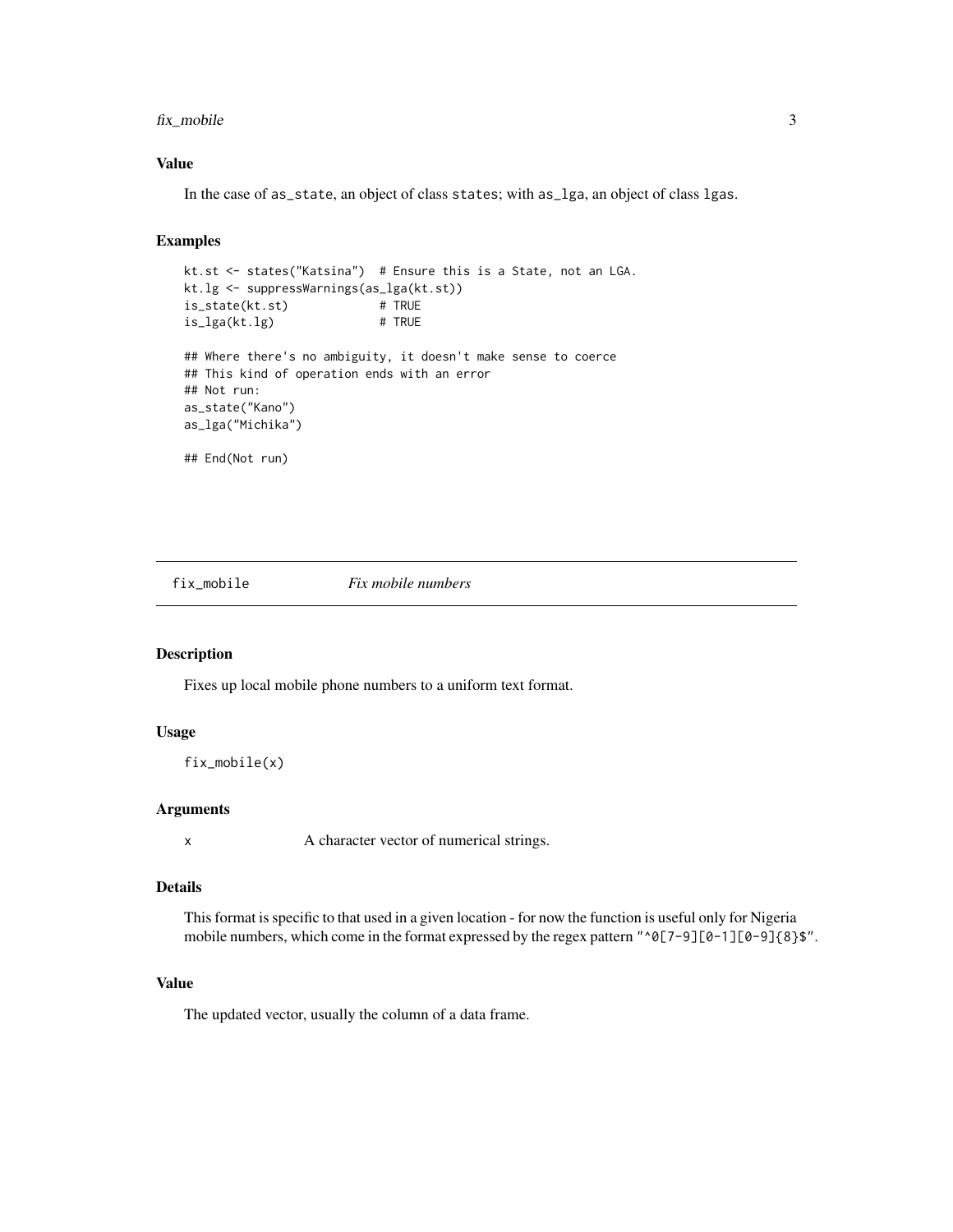### Value

In the case of `as_state`, an object of class `states`; with `as_lga`, an object of class `lgas`.

### Examples

```
kt.st <- states("Katsina")  # Ensure this is a State, not an LGA.
kt.lg <- suppressWarnings(as_lga(kt.st))
is_state(kt.st)             # TRUE
is_lga(kt.lg)               # TRUE

## Where there's no ambiguity, it doesn't make sense to coerce
## This kind of operation ends with an error
## Not run:
as_state("Kano")
as_lga("Michika")

## End(Not run)
```

---

## fix_mobile *Fix mobile numbers*

### Description

Fixes up local mobile phone numbers to a uniform text format.

### Usage

```
fix_mobile(x)
```

### Arguments

| | |
|---|---|
| x | A character vector of numerical strings. |

### Details

This format is specific to that used in a given location - for now the function is useful only for Nigeria mobile numbers, which come in the format expressed by the regex pattern `"^0[7-9][0-1][0-9]{8}$"`.

### Value

The updated vector, usually the column of a data frame.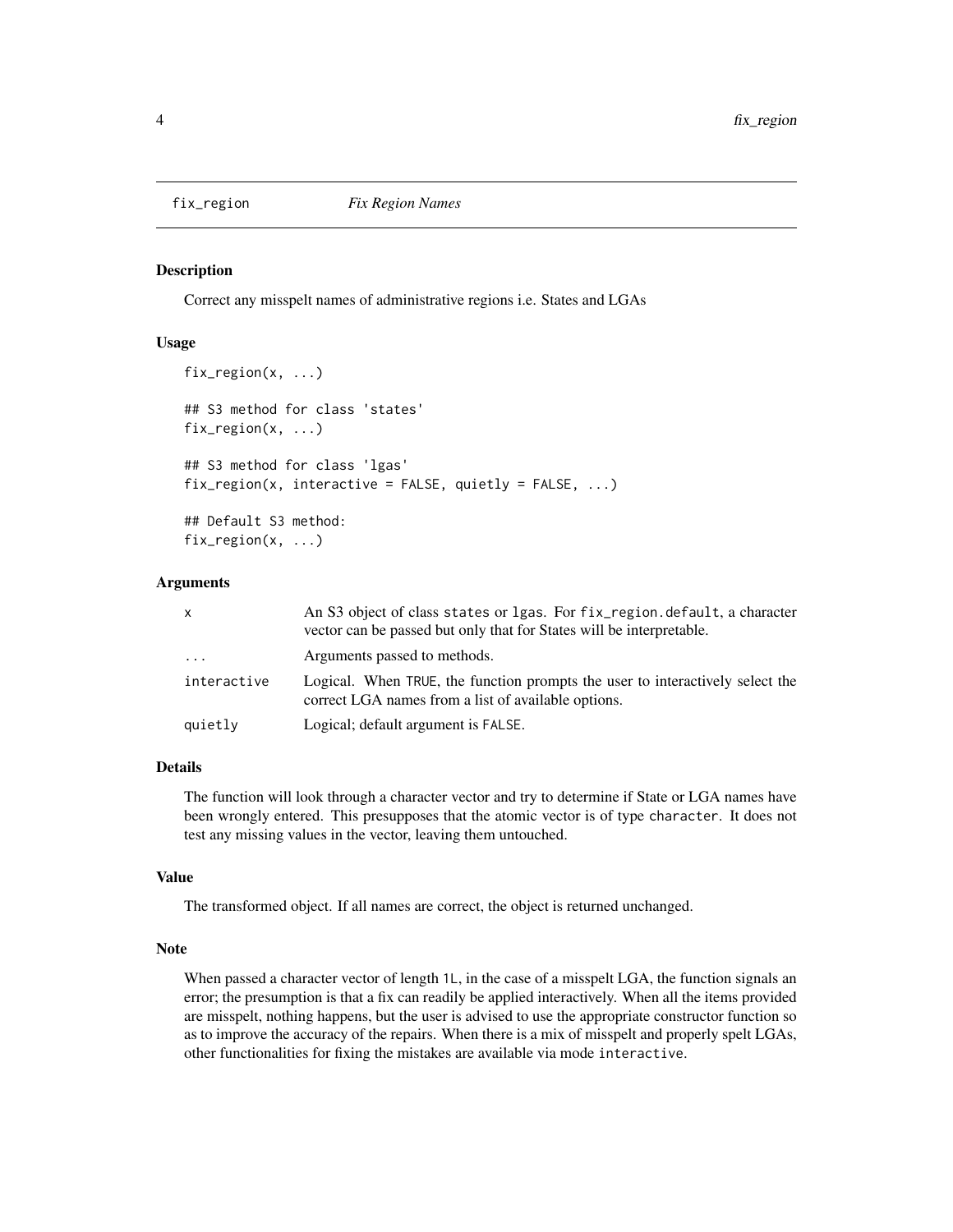## fix_region — *Fix Region Names*

### Description

Correct any misspelt names of administrative regions i.e. States and LGAs

### Usage

```
fix_region(x, ...)

## S3 method for class 'states'
fix_region(x, ...)

## S3 method for class 'lgas'
fix_region(x, interactive = FALSE, quietly = FALSE, ...)

## Default S3 method:
fix_region(x, ...)
```

### Arguments

| | |
|---|---|
| `x` | An S3 object of class `states` or `lgas`. For `fix_region.default`, a character vector can be passed but only that for States will be interpretable. |
| `...` | Arguments passed to methods. |
| `interactive` | Logical. When `TRUE`, the function prompts the user to interactively select the correct LGA names from a list of available options. |
| `quietly` | Logical; default argument is `FALSE`. |

### Details

The function will look through a character vector and try to determine if State or LGA names have been wrongly entered. This presupposes that the atomic vector is of type `character`. It does not test any missing values in the vector, leaving them untouched.

### Value

The transformed object. If all names are correct, the object is returned unchanged.

### Note

When passed a character vector of length `1L`, in the case of a misspelt LGA, the function signals an error; the presumption is that a fix can readily be applied interactively. When all the items provided are misspelt, nothing happens, but the user is advised to use the appropriate constructor function so as to improve the accuracy of the repairs. When there is a mix of misspelt and properly spelt LGAs, other functionalities for fixing the mistakes are available via mode `interactive`.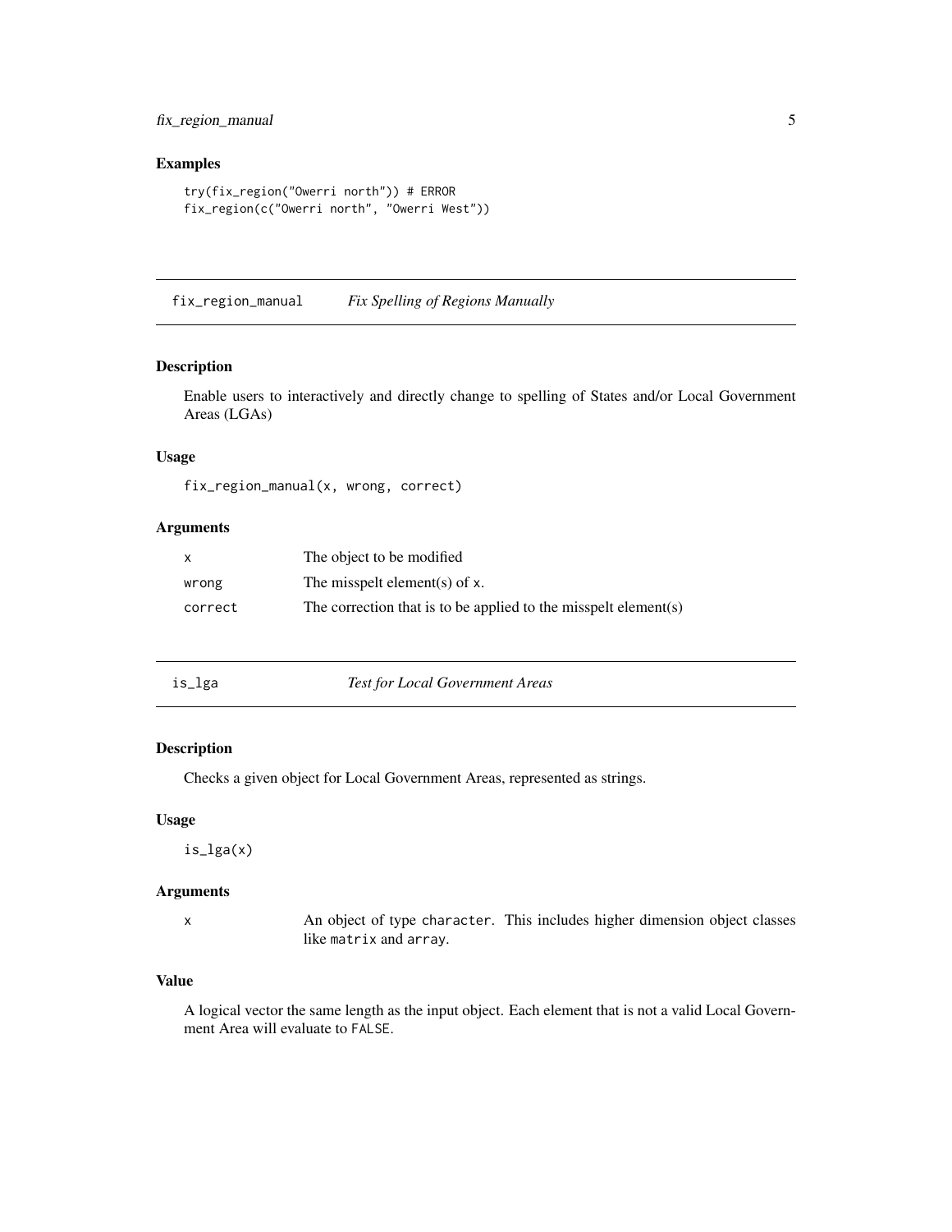## Examples

```
try(fix_region("Owerri north")) # ERROR
fix_region(c("Owerri north", "Owerri West"))
```

---

## fix_region_manual *Fix Spelling of Regions Manually*

### Description

Enable users to interactively and directly change to spelling of States and/or Local Government Areas (LGAs)

### Usage

```
fix_region_manual(x, wrong, correct)
```

### Arguments

| | |
|---|---|
| `x` | The object to be modified |
| `wrong` | The misspelt element(s) of `x`. |
| `correct` | The correction that is to be applied to the misspelt element(s) |

---

## is_lga *Test for Local Government Areas*

### Description

Checks a given object for Local Government Areas, represented as strings.

### Usage

```
is_lga(x)
```

### Arguments

| | |
|---|---|
| `x` | An object of type `character`. This includes higher dimension object classes like `matrix` and `array`. |

### Value

A logical vector the same length as the input object. Each element that is not a valid Local Government Area will evaluate to `FALSE`.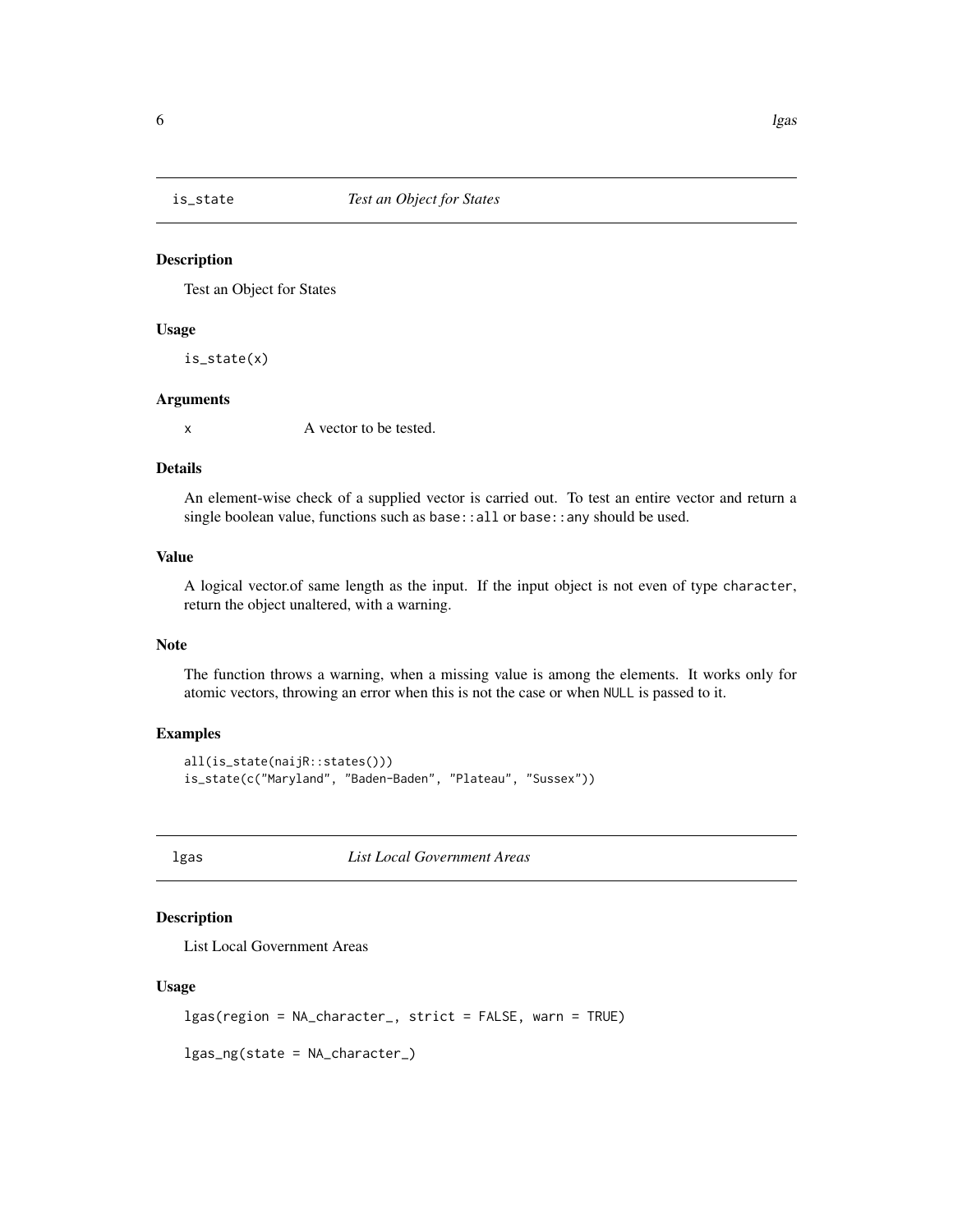## is_state — *Test an Object for States*

### Description

Test an Object for States

### Usage

```
is_state(x)
```

### Arguments

x        A vector to be tested.

### Details

An element-wise check of a supplied vector is carried out. To test an entire vector and return a single boolean value, functions such as `base::all` or `base::any` should be used.

### Value

A logical vector.of same length as the input. If the input object is not even of type `character`, return the object unaltered, with a warning.

### Note

The function throws a warning, when a missing value is among the elements. It works only for atomic vectors, throwing an error when this is not the case or when `NULL` is passed to it.

### Examples

```
all(is_state(naijR::states()))
is_state(c("Maryland", "Baden-Baden", "Plateau", "Sussex"))
```

## lgas — *List Local Government Areas*

### Description

List Local Government Areas

### Usage

```
lgas(region = NA_character_, strict = FALSE, warn = TRUE)

lgas_ng(state = NA_character_)
```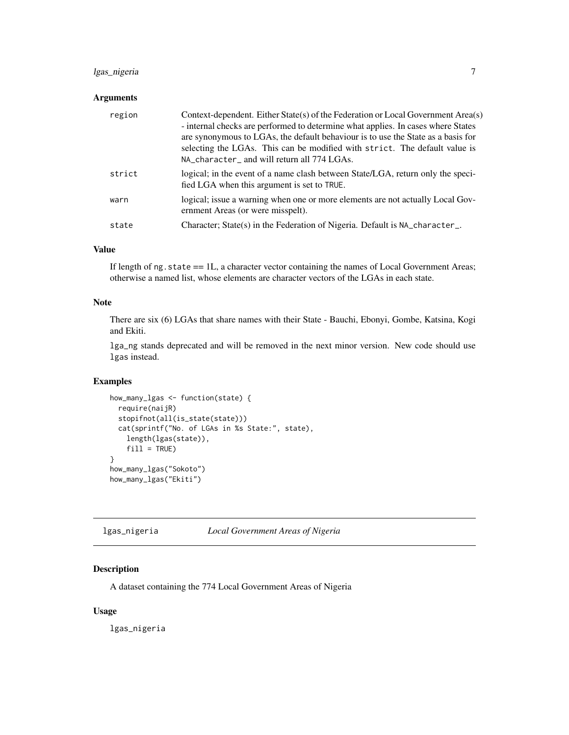### Arguments

| | |
|---|---|
| region | Context-dependent. Either State(s) of the Federation or Local Government Area(s) - internal checks are performed to determine what applies. In cases where States are synonymous to LGAs, the default behaviour is to use the State as a basis for selecting the LGAs. This can be modified with `strict`. The default value is `NA_character_` and will return all 774 LGAs. |
| strict | logical; in the event of a name clash between State/LGA, return only the specified LGA when this argument is set to `TRUE`. |
| warn | logical; issue a warning when one or more elements are not actually Local Government Areas (or were misspelt). |
| state | Character; State(s) in the Federation of Nigeria. Default is `NA_character_`. |

### Value

If length of `ng.state` == 1L, a character vector containing the names of Local Government Areas; otherwise a named list, whose elements are character vectors of the LGAs in each state.

### Note

There are six (6) LGAs that share names with their State - Bauchi, Ebonyi, Gombe, Katsina, Kogi and Ekiti.

`lga_ng` stands deprecated and will be removed in the next minor version. New code should use `lgas` instead.

### Examples

```
how_many_lgas <- function(state) {
  require(naijR)
  stopifnot(all(is_state(state)))
  cat(sprintf("No. of LGAs in %s State:", state),
    length(lgas(state)),
    fill = TRUE)
}
how_many_lgas("Sokoto")
how_many_lgas("Ekiti")
```

## lgas_nigeria — *Local Government Areas of Nigeria*

### Description

A dataset containing the 774 Local Government Areas of Nigeria

### Usage

```
lgas_nigeria
```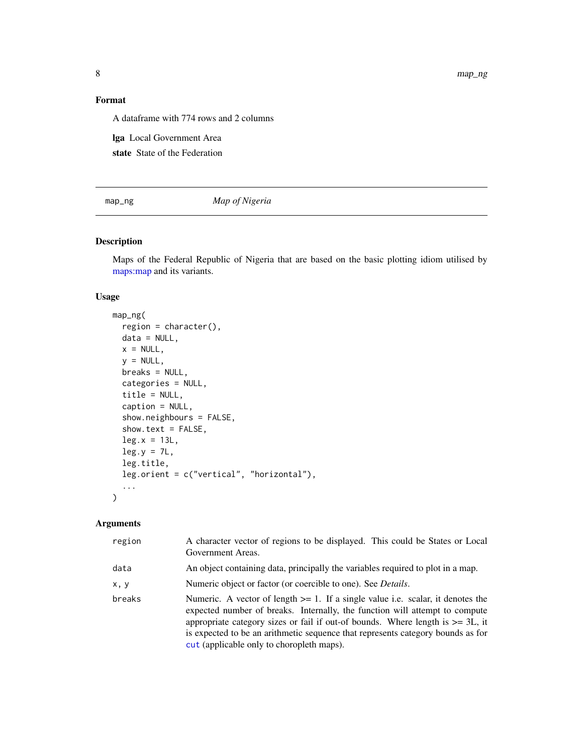## Format

A dataframe with 774 rows and 2 columns

**lga** Local Government Area

**state** State of the Federation

---

map_ng *Map of Nigeria*

---

## Description

Maps of the Federal Republic of Nigeria that are based on the basic plotting idiom utilised by maps:map and its variants.

## Usage

```
map_ng(
  region = character(),
  data = NULL,
  x = NULL,
  y = NULL,
  breaks = NULL,
  categories = NULL,
  title = NULL,
  caption = NULL,
  show.neighbours = FALSE,
  show.text = FALSE,
  leg.x = 13L,
  leg.y = 7L,
  leg.title,
  leg.orient = c("vertical", "horizontal"),
  ...
)
```

## Arguments

| | |
|---|---|
| region | A character vector of regions to be displayed. This could be States or Local Government Areas. |
| data | An object containing data, principally the variables required to plot in a map. |
| x, y | Numeric object or factor (or coercible to one). See *Details*. |
| breaks | Numeric. A vector of length >= 1. If a single value i.e. scalar, it denotes the expected number of breaks. Internally, the function will attempt to compute appropriate category sizes or fail if out-of bounds. Where length is >= 3L, it is expected to be an arithmetic sequence that represents category bounds as for `cut` (applicable only to choropleth maps). |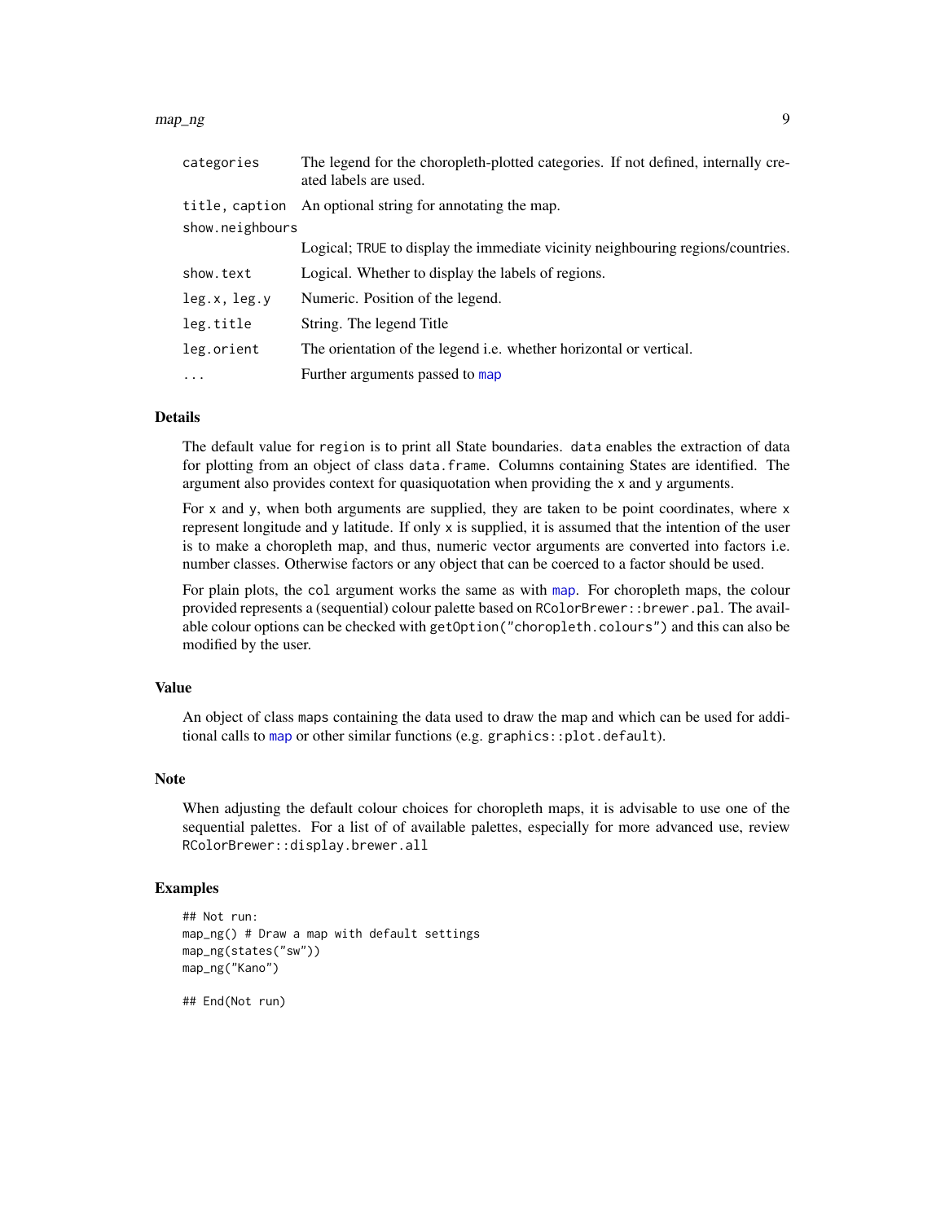| | |
|---|---|
| `categories` | The legend for the choropleth-plotted categories. If not defined, internally created labels are used. |
| `title, caption` | An optional string for annotating the map. |
| `show.neighbours` | Logical; `TRUE` to display the immediate vicinity neighbouring regions/countries. |
| `show.text` | Logical. Whether to display the labels of regions. |
| `leg.x, leg.y` | Numeric. Position of the legend. |
| `leg.title` | String. The legend Title |
| `leg.orient` | The orientation of the legend i.e. whether horizontal or vertical. |
| `...` | Further arguments passed to `map` |

## Details

The default value for `region` is to print all State boundaries. `data` enables the extraction of data for plotting from an object of class `data.frame`. Columns containing States are identified. The argument also provides context for quasiquotation when providing the `x` and `y` arguments.

For `x` and `y`, when both arguments are supplied, they are taken to be point coordinates, where `x` represent longitude and `y` latitude. If only `x` is supplied, it is assumed that the intention of the user is to make a choropleth map, and thus, numeric vector arguments are converted into factors i.e. number classes. Otherwise factors or any object that can be coerced to a factor should be used.

For plain plots, the `col` argument works the same as with `map`. For choropleth maps, the colour provided represents a (sequential) colour palette based on `RColorBrewer::brewer.pal`. The available colour options can be checked with `getOption("choropleth.colours")` and this can also be modified by the user.

## Value

An object of class `maps` containing the data used to draw the map and which can be used for additional calls to `map` or other similar functions (e.g. `graphics::plot.default`).

## Note

When adjusting the default colour choices for choropleth maps, it is advisable to use one of the sequential palettes. For a list of of available palettes, especially for more advanced use, review `RColorBrewer::display.brewer.all`

## Examples

```
## Not run:
map_ng() # Draw a map with default settings
map_ng(states("sw"))
map_ng("Kano")

## End(Not run)
```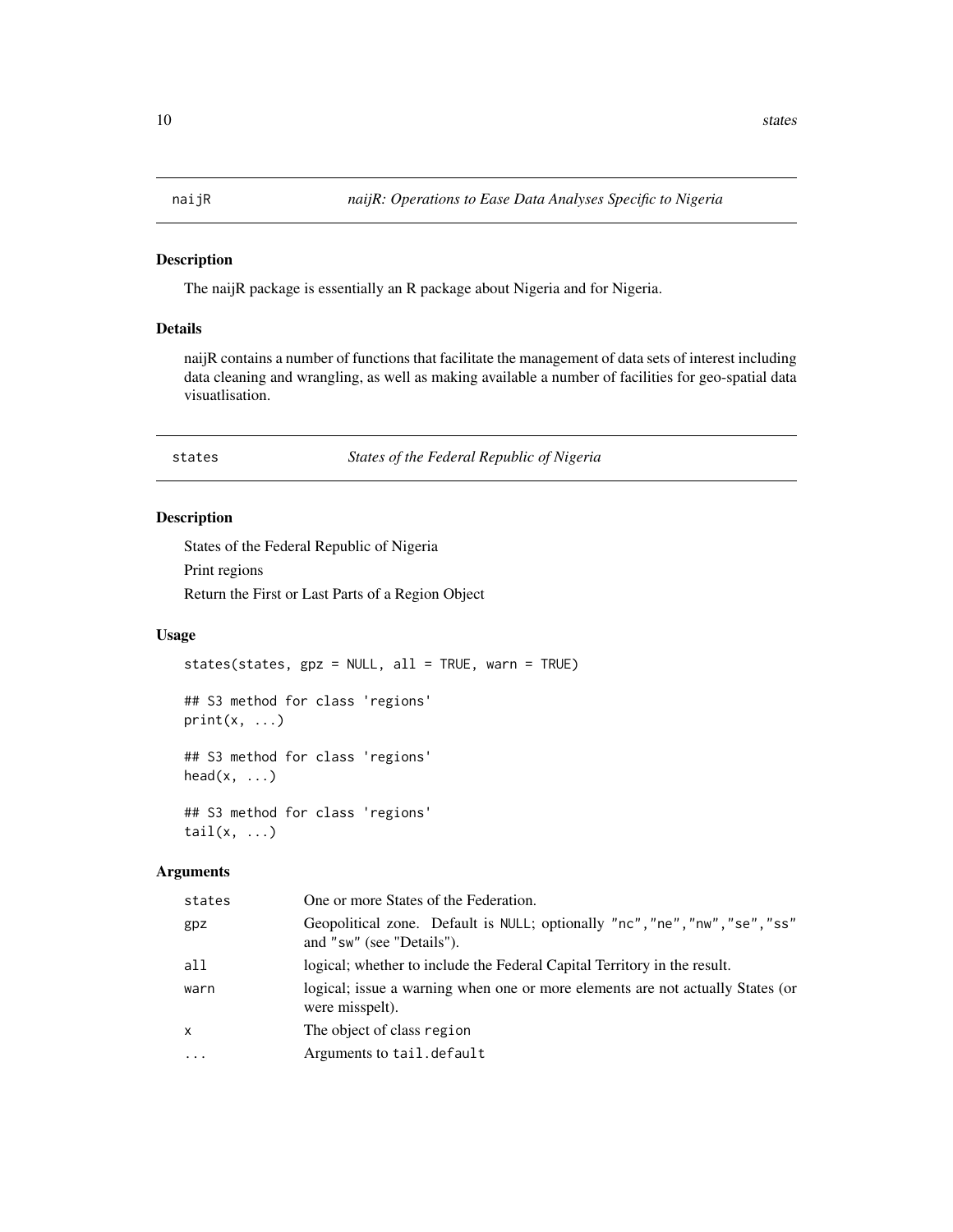## naijR — *naijR: Operations to Ease Data Analyses Specific to Nigeria*

### Description

The naijR package is essentially an R package about Nigeria and for Nigeria.

### Details

naijR contains a number of functions that facilitate the management of data sets of interest including data cleaning and wrangling, as well as making available a number of facilities for geo-spatial data visuatlisation.

## states — *States of the Federal Republic of Nigeria*

### Description

States of the Federal Republic of Nigeria

Print regions

Return the First or Last Parts of a Region Object

### Usage

```
states(states, gpz = NULL, all = TRUE, warn = TRUE)

## S3 method for class 'regions'
print(x, ...)

## S3 method for class 'regions'
head(x, ...)

## S3 method for class 'regions'
tail(x, ...)
```

### Arguments

| | |
|---|---|
| `states` | One or more States of the Federation. |
| `gpz` | Geopolitical zone. Default is `NULL`; optionally `"nc"`,`"ne"`,`"nw"`,`"se"`,`"ss"` and `"sw"` (see "Details"). |
| `all` | logical; whether to include the Federal Capital Territory in the result. |
| `warn` | logical; issue a warning when one or more elements are not actually States (or were misspelt). |
| `x` | The object of class `region` |
| `...` | Arguments to `tail.default` |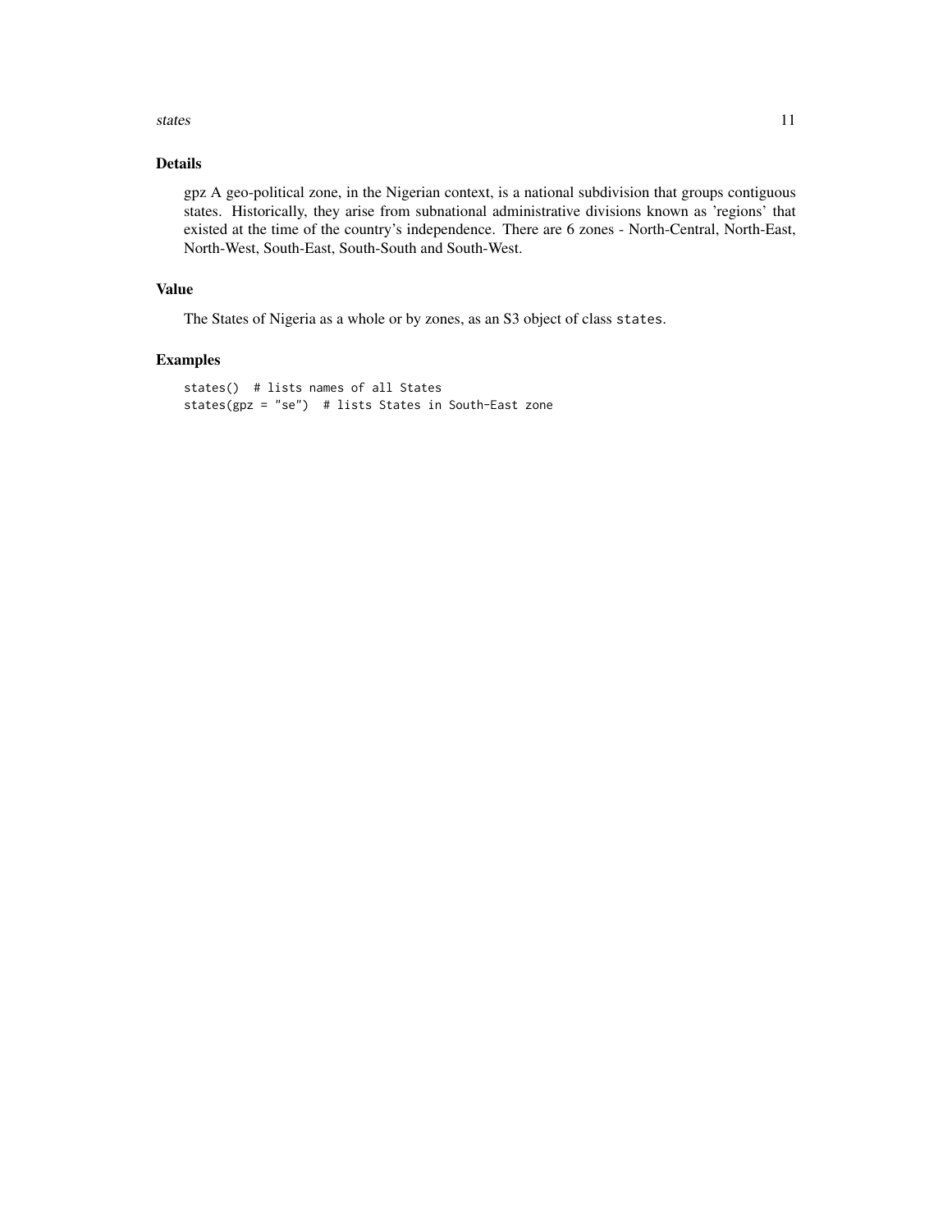## Details

gpz A geo-political zone, in the Nigerian context, is a national subdivision that groups contiguous states. Historically, they arise from subnational administrative divisions known as 'regions' that existed at the time of the country's independence. There are 6 zones - North-Central, North-East, North-West, South-East, South-South and South-West.

## Value

The States of Nigeria as a whole or by zones, as an S3 object of class `states`.

## Examples

```
states()  # lists names of all States
states(gpz = "se")  # lists States in South-East zone
```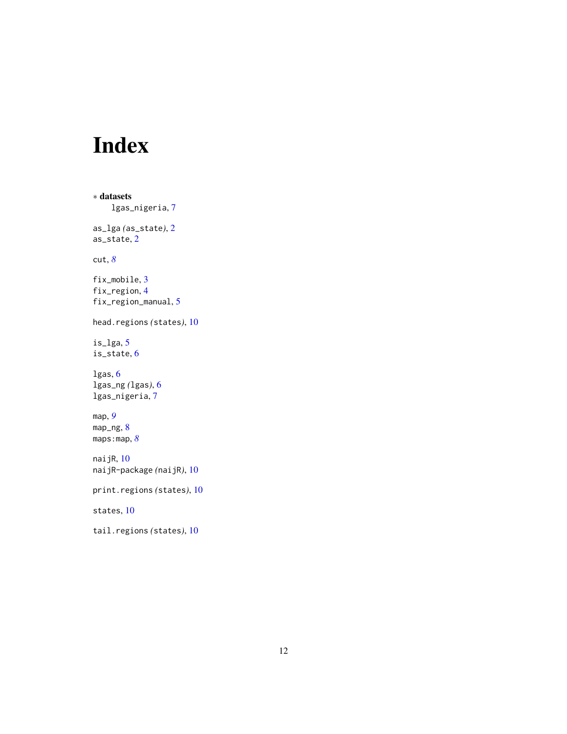# Index

∗ **datasets**
    lgas_nigeria, 7

as_lga *(*as_state*)*, 2
as_state, 2

cut, *8*

fix_mobile, 3
fix_region, 4
fix_region_manual, 5

head.regions *(*states*)*, 10

is_lga, 5
is_state, 6

lgas, 6
lgas_ng *(*lgas*)*, 6
lgas_nigeria, 7

map, *9*
map_ng, 8
maps:map, *8*

naijR, 10
naijR-package *(*naijR*)*, 10

print.regions *(*states*)*, 10

states, 10

tail.regions *(*states*)*, 10